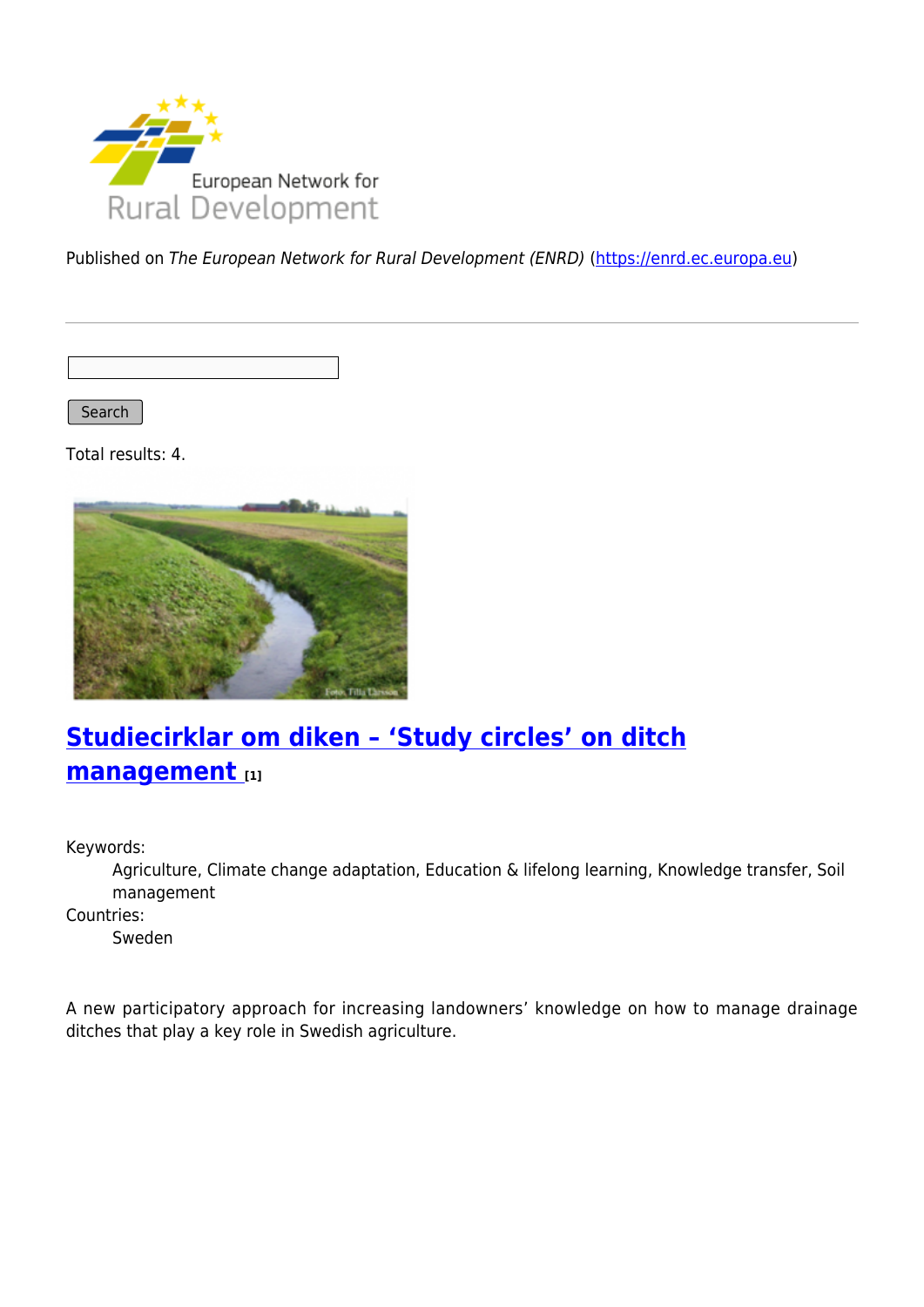Published on *The European Network for Rural Development (ENRD)* (https://enrd.ec.europa.eu)

Search

Total results: 4.

## Studiecirklar om diken – 'Study circles' on ditch management [1]

Keywords:
: Agriculture, Climate change adaptation, Education & lifelong learning, Knowledge transfer, Soil management

Countries:
: Sweden

A new participatory approach for increasing landowners' knowledge on how to manage drainage ditches that play a key role in Swedish agriculture.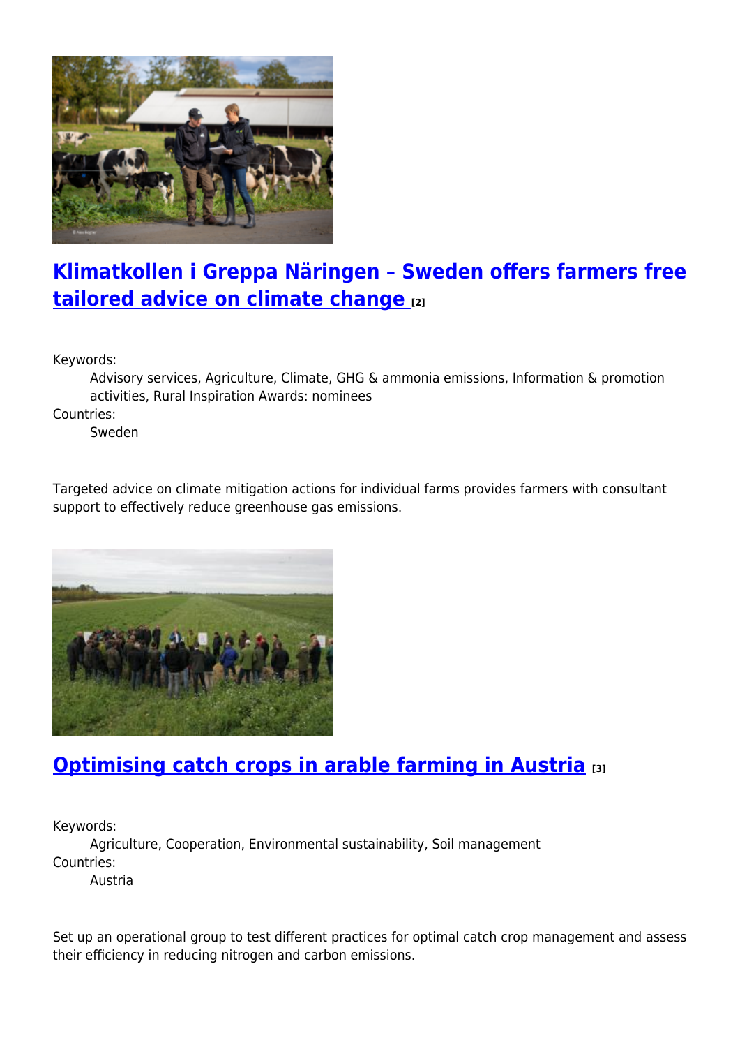## [Klimatkollen i Greppa Näringen – Sweden offers farmers free tailored advice on climate change](#) [2]

Keywords:

Advisory services, Agriculture, Climate, GHG & ammonia emissions, Information & promotion activities, Rural Inspiration Awards: nominees

Countries:

Sweden

Targeted advice on climate mitigation actions for individual farms provides farmers with consultant support to effectively reduce greenhouse gas emissions.

## [Optimising catch crops in arable farming in Austria](#) [3]

Keywords:

Agriculture, Cooperation, Environmental sustainability, Soil management

Countries:

Austria

Set up an operational group to test different practices for optimal catch crop management and assess their efficiency in reducing nitrogen and carbon emissions.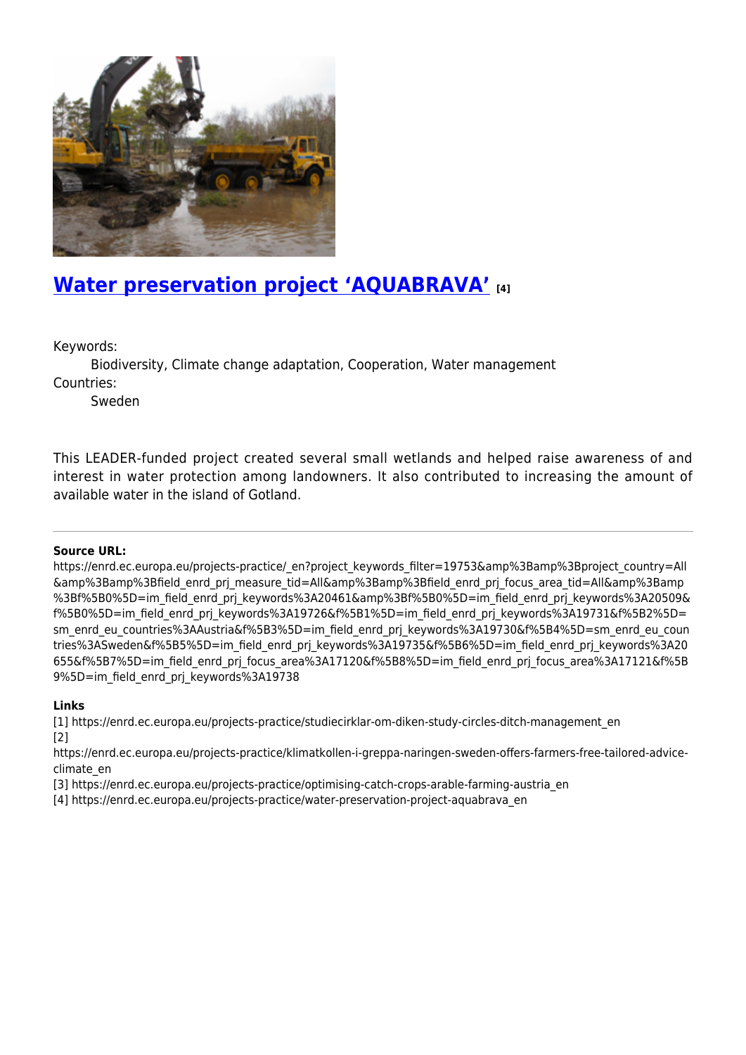## Water preservation project 'AQUABRAVA' [4]

Keywords:
Biodiversity, Climate change adaptation, Cooperation, Water management

Countries:
Sweden

This LEADER-funded project created several small wetlands and helped raise awareness of and interest in water protection among landowners. It also contributed to increasing the amount of available water in the island of Gotland.

---

**Source URL:**
https://enrd.ec.europa.eu/projects-practice/_en?project_keywords_filter=19753&amp%3Bamp%3Bproject_country=All&amp%3Bamp%3Bfield_enrd_prj_measure_tid=All&amp%3Bamp%3Bfield_enrd_prj_focus_area_tid=All&amp%3Bamp%3Bf%5B0%5D=im_field_enrd_prj_keywords%3A20461&amp%3Bf%5B0%5D=im_field_enrd_prj_keywords%3A20509&f%5B0%5D=im_field_enrd_prj_keywords%3A19726&f%5B1%5D=im_field_enrd_prj_keywords%3A19731&f%5B2%5D=sm_enrd_eu_countries%3AAustria&f%5B3%5D=im_field_enrd_prj_keywords%3A19730&f%5B4%5D=sm_enrd_eu_countries%3ASweden&f%5B5%5D=im_field_enrd_prj_keywords%3A19735&f%5B6%5D=im_field_enrd_prj_keywords%3A20655&f%5B7%5D=im_field_enrd_prj_focus_area%3A17120&f%5B8%5D=im_field_enrd_prj_focus_area%3A17121&f%5B9%5D=im_field_enrd_prj_keywords%3A19738

**Links**
[1] https://enrd.ec.europa.eu/projects-practice/studiecirklar-om-diken-study-circles-ditch-management_en
[2] https://enrd.ec.europa.eu/projects-practice/klimatkollen-i-greppa-naringen-sweden-offers-farmers-free-tailored-advice-climate_en
[3] https://enrd.ec.europa.eu/projects-practice/optimising-catch-crops-arable-farming-austria_en
[4] https://enrd.ec.europa.eu/projects-practice/water-preservation-project-aquabrava_en